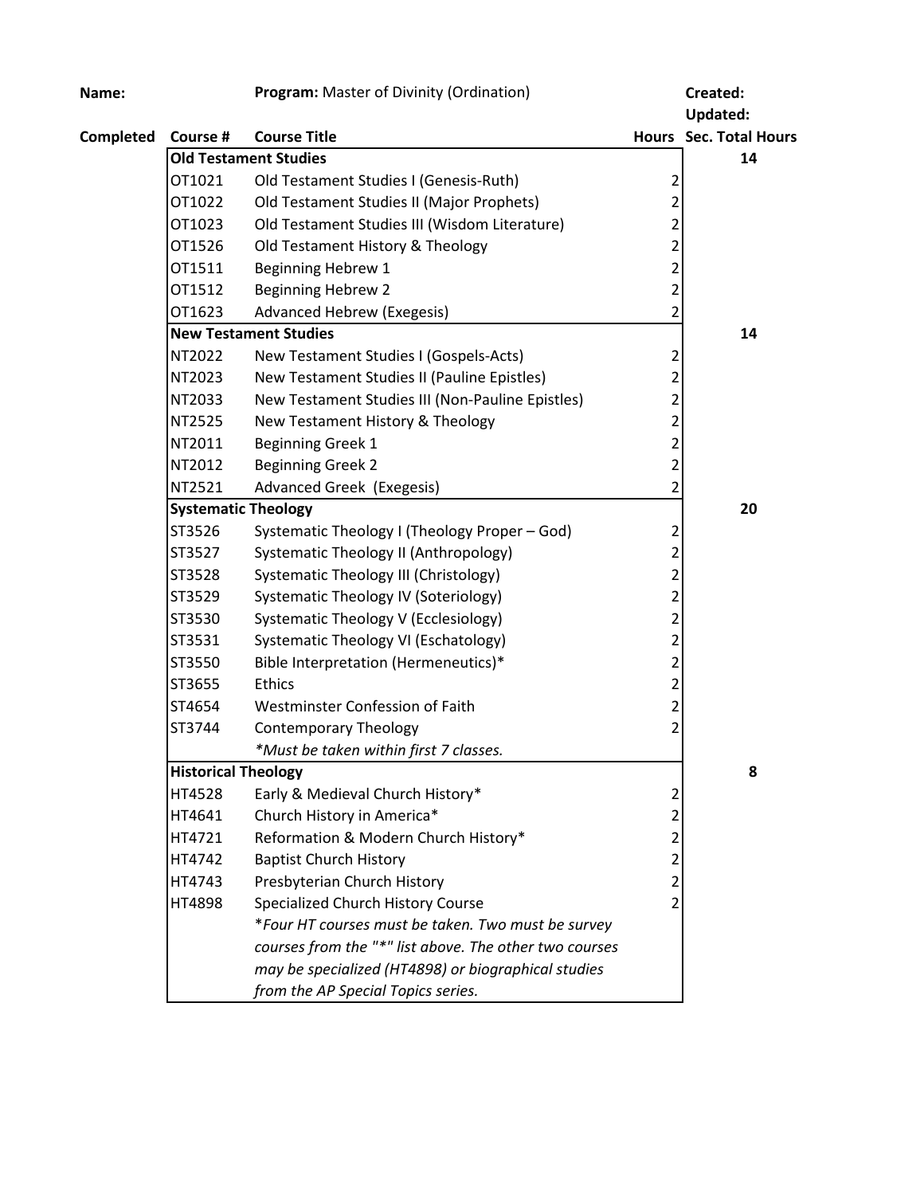| **Name:** | | **Program:** Master of Divinity (Ordination) | | **Created:** |
|---|---|---|---|---|
| | | | | **Updated:** |
| **Completed** | **Course #** | **Course Title** | **Hours** | **Sec. Total Hours** |
| | **Old Testament Studies** | | | **14** |
| | OT1021 | Old Testament Studies I (Genesis-Ruth) | 2 | |
| | OT1022 | Old Testament Studies II (Major Prophets) | 2 | |
| | OT1023 | Old Testament Studies III (Wisdom Literature) | 2 | |
| | OT1526 | Old Testament History & Theology | 2 | |
| | OT1511 | Beginning Hebrew 1 | 2 | |
| | OT1512 | Beginning Hebrew 2 | 2 | |
| | OT1623 | Advanced Hebrew (Exegesis) | 2 | |
| | **New Testament Studies** | | | **14** |
| | NT2022 | New Testament Studies I (Gospels-Acts) | 2 | |
| | NT2023 | New Testament Studies II (Pauline Epistles) | 2 | |
| | NT2033 | New Testament Studies III (Non-Pauline Epistles) | 2 | |
| | NT2525 | New Testament History & Theology | 2 | |
| | NT2011 | Beginning Greek 1 | 2 | |
| | NT2012 | Beginning Greek 2 | 2 | |
| | NT2521 | Advanced Greek (Exegesis) | 2 | |
| | **Systematic Theology** | | | **20** |
| | ST3526 | Systematic Theology I (Theology Proper – God) | 2 | |
| | ST3527 | Systematic Theology II (Anthropology) | 2 | |
| | ST3528 | Systematic Theology III (Christology) | 2 | |
| | ST3529 | Systematic Theology IV (Soteriology) | 2 | |
| | ST3530 | Systematic Theology V (Ecclesiology) | 2 | |
| | ST3531 | Systematic Theology VI (Eschatology) | 2 | |
| | ST3550 | Bible Interpretation (Hermeneutics)* | 2 | |
| | ST3655 | Ethics | 2 | |
| | ST4654 | Westminster Confession of Faith | 2 | |
| | ST3744 | Contemporary Theology | 2 | |
| | | *\*Must be taken within first 7 classes.* | | |
| | **Historical Theology** | | | **8** |
| | HT4528 | Early & Medieval Church History* | 2 | |
| | HT4641 | Church History in America* | 2 | |
| | HT4721 | Reformation & Modern Church History* | 2 | |
| | HT4742 | Baptist Church History | 2 | |
| | HT4743 | Presbyterian Church History | 2 | |
| | HT4898 | Specialized Church History Course | 2 | |
| | | *\*Four HT courses must be taken. Two must be survey courses from the "\*" list above. The other two courses may be specialized (HT4898) or biographical studies from the AP Special Topics series.* | | |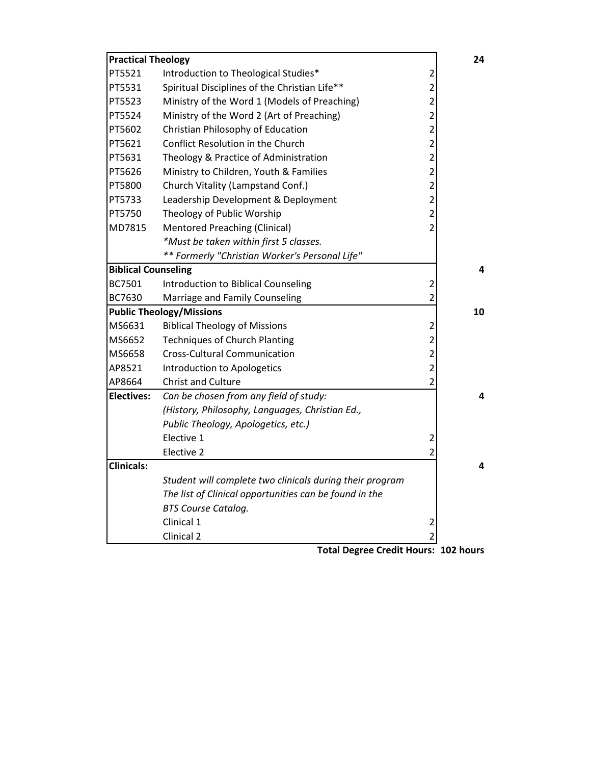| | | | |
|---|---|---|---|
| **Practical Theology** | | | **24** |
| PT5521 | Introduction to Theological Studies* | 2 | |
| PT5531 | Spiritual Disciplines of the Christian Life** | 2 | |
| PT5523 | Ministry of the Word 1 (Models of Preaching) | 2 | |
| PT5524 | Ministry of the Word 2 (Art of Preaching) | 2 | |
| PT5602 | Christian Philosophy of Education | 2 | |
| PT5621 | Conflict Resolution in the Church | 2 | |
| PT5631 | Theology & Practice of Administration | 2 | |
| PT5626 | Ministry to Children, Youth & Families | 2 | |
| PT5800 | Church Vitality (Lampstand Conf.) | 2 | |
| PT5733 | Leadership Development & Deployment | 2 | |
| PT5750 | Theology of Public Worship | 2 | |
| MD7815 | Mentored Preaching (Clinical) | 2 | |
| | *\*Must be taken within first 5 classes.* | | |
| | *\*\* Formerly "Christian Worker's Personal Life"* | | |
| **Biblical Counseling** | | | **4** |
| BC7501 | Introduction to Biblical Counseling | 2 | |
| BC7630 | Marriage and Family Counseling | 2 | |
| **Public Theology/Missions** | | | **10** |
| MS6631 | Biblical Theology of Missions | 2 | |
| MS6652 | Techniques of Church Planting | 2 | |
| MS6658 | Cross-Cultural Communication | 2 | |
| AP8521 | Introduction to Apologetics | 2 | |
| AP8664 | Christ and Culture | 2 | |
| **Electives:** | *Can be chosen from any field of study:* | | **4** |
| | *(History, Philosophy, Languages, Christian Ed.,* | | |
| | *Public Theology, Apologetics, etc.)* | | |
| | Elective 1 | 2 | |
| | Elective 2 | 2 | |
| **Clinicals:** | | | **4** |
| | *Student will complete two clinicals during their program* | | |
| | *The list of Clinical opportunities can be found in the* | | |
| | *BTS Course Catalog.* | | |
| | Clinical 1 | 2 | |
| | Clinical 2 | 2 | |

**Total Degree Credit Hours: 102 hours**